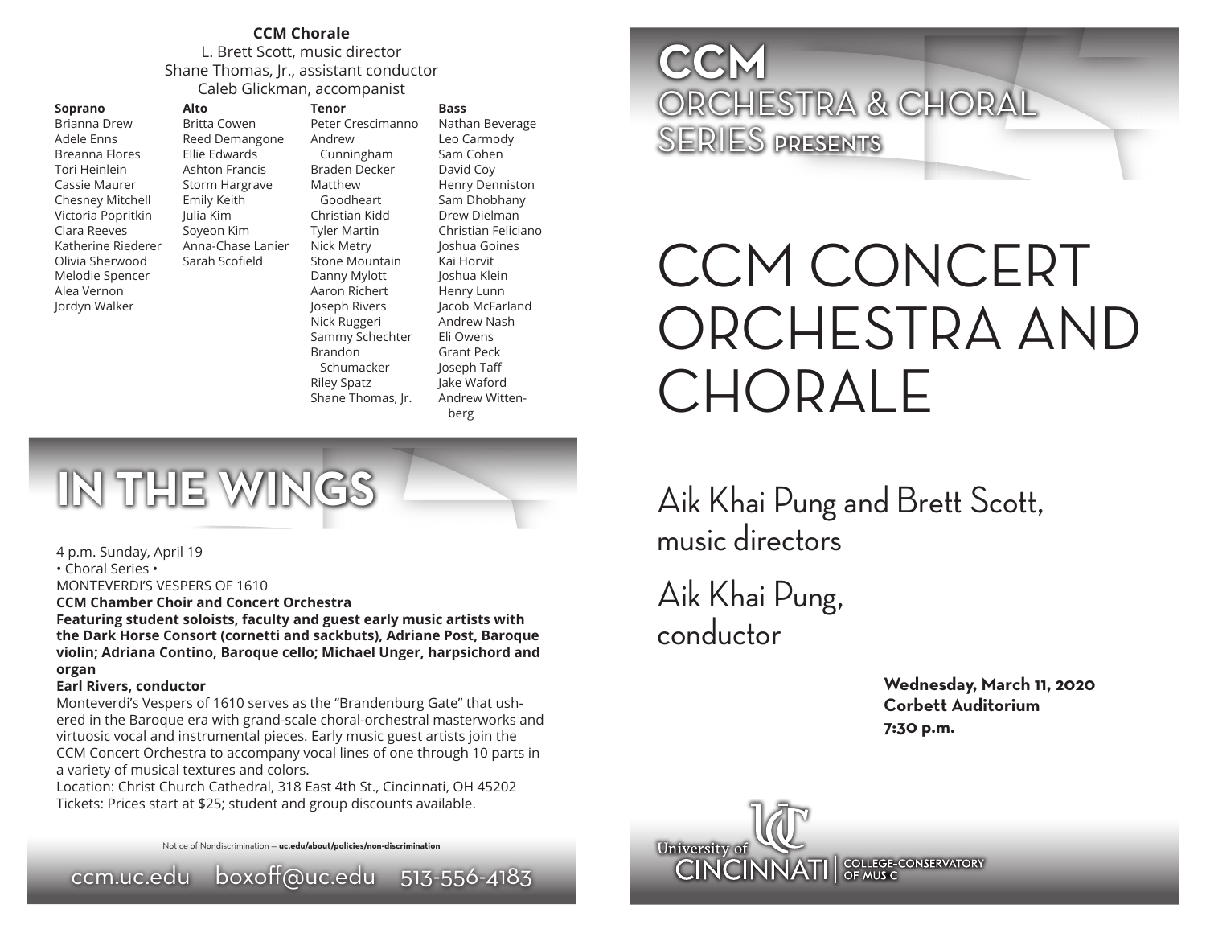## CCM Chorale

L. Brett Scott, music director
Shane Thomas, Jr., assistant conductor
Caleb Glickman, accompanist

| Soprano | Alto | Tenor | Bass |
| --- | --- | --- | --- |
| Brianna Drew | Britta Cowen | Peter Crescimanno | Nathan Beverage |
| Adele Enns | Reed Demangone | Andrew Cunningham | Leo Carmody |
| Breanna Flores | Ellie Edwards | Braden Decker | Sam Cohen |
| Tori Heinlein | Ashton Francis | Matthew Goodheart | David Coy |
| Cassie Maurer | Storm Hargrave | Christian Kidd | Henry Denniston |
| Chesney Mitchell | Emily Keith | Tyler Martin | Sam Dhobhany |
| Victoria Popritkin | Julia Kim | Nick Metry | Drew Dielman |
| Clara Reeves | Soyeon Kim | Stone Mountain | Christian Feliciano |
| Katherine Riederer | Anna-Chase Lanier | Danny Mylott | Joshua Goines |
| Olivia Sherwood | Sarah Scofield | Aaron Richert | Kai Horvit |
| Melodie Spencer | | Joseph Rivers | Joshua Klein |
| Alea Vernon | | Nick Ruggeri | Henry Lunn |
| Jordyn Walker | | Sammy Schechter | Jacob McFarland |
| | | Brandon Schumacker | Andrew Nash |
| | | Riley Spatz | Eli Owens |
| | | Shane Thomas, Jr. | Grant Peck |
| | | | Joseph Taff |
| | | | Jake Waford |
| | | | Andrew Wittenberg |

# IN THE WINGS

4 p.m. Sunday, April 19
• Choral Series •
MONTEVERDI'S VESPERS OF 1610
**CCM Chamber Choir and Concert Orchestra**
**Featuring student soloists, faculty and guest early music artists with the Dark Horse Consort (cornetti and sackbuts), Adriane Post, Baroque violin; Adriana Contino, Baroque cello; Michael Unger, harpsichord and organ**
**Earl Rivers, conductor**
Monteverdi's Vespers of 1610 serves as the "Brandenburg Gate" that ushered in the Baroque era with grand-scale choral-orchestral masterworks and virtuosic vocal and instrumental pieces. Early music guest artists join the CCM Concert Orchestra to accompany vocal lines of one through 10 parts in a variety of musical textures and colors.
Location: Christ Church Cathedral, 318 East 4th St., Cincinnati, OH 45202
Tickets: Prices start at $25; student and group discounts available.

Notice of Nondiscrimination — **uc.edu/about/policies/non-discrimination**

ccm.uc.edu boxoff@uc.edu 513-556-4183

**CCM**
ORCHESTRA & CHORAL SERIES PRESENTS

# CCM CONCERT ORCHESTRA AND CHORALE

Aik Khai Pung and Brett Scott, music directors

Aik Khai Pung, conductor

**Wednesday, March 11, 2020**
**Corbett Auditorium**
**7:30 p.m.**

University of CINCINNATI | COLLEGE-CONSERVATORY OF MUSIC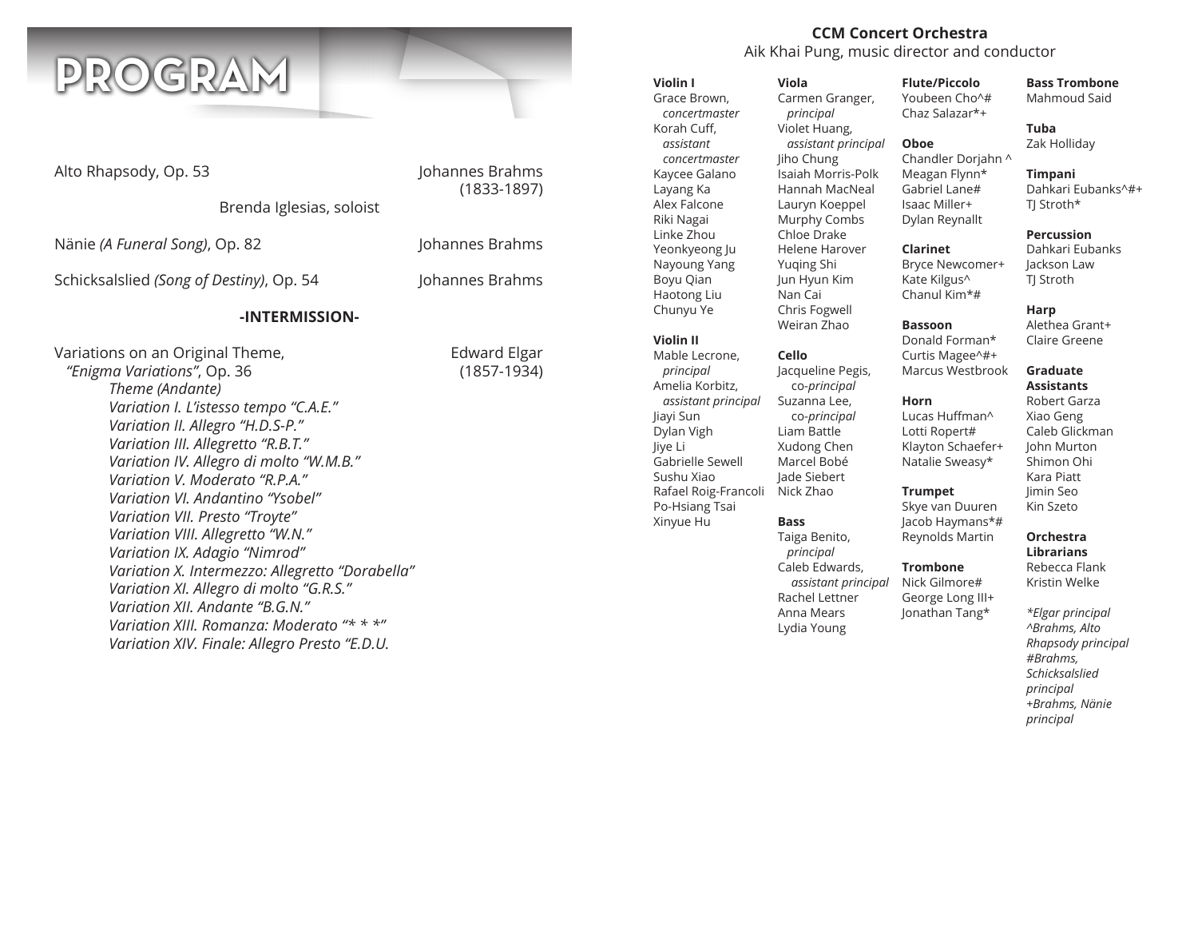# PROGRAM

Alto Rhapsody, Op. 53 — Johannes Brahms (1833-1897)

Brenda Iglesias, soloist

Nänie *(A Funeral Song)*, Op. 82 — Johannes Brahms

Schicksalslied *(Song of Destiny)*, Op. 54 — Johannes Brahms

**-INTERMISSION-**

Variations on an Original Theme, *"Enigma Variations"*, Op. 36 — Edward Elgar (1857-1934)

*Theme (Andante)*
*Variation I. L'istesso tempo "C.A.E."*
*Variation II. Allegro "H.D.S-P."*
*Variation III. Allegretto "R.B.T."*
*Variation IV. Allegro di molto "W.M.B."*
*Variation V. Moderato "R.P.A."*
*Variation VI. Andantino "Ysobel"*
*Variation VII. Presto "Troyte"*
*Variation VIII. Allegretto "W.N."*
*Variation IX. Adagio "Nimrod"*
*Variation X. Intermezzo: Allegretto "Dorabella"*
*Variation XI. Allegro di molto "G.R.S."*
*Variation XII. Andante "B.G.N."*
*Variation XIII. Romanza: Moderato "* * *"*
*Variation XIV. Finale: Allegro Presto "E.D.U.*

## CCM Concert Orchestra

Aik Khai Pung, music director and conductor

**Violin I**
Grace Brown, *concertmaster*
Korah Cuff, *assistant concertmaster*
Kaycee Galano
Layang Ka
Alex Falcone
Riki Nagai
Linke Zhou
Yeonkyeong Ju
Nayoung Yang
Boyu Qian
Haotong Liu
Chunyu Ye

**Violin II**
Mable Lecrone, *principal*
Amelia Korbitz, *assistant principal*
Jiayi Sun
Dylan Vigh
Jiye Li
Gabrielle Sewell
Sushu Xiao
Rafael Roig-Francoli
Po-Hsiang Tsai
Xinyue Hu

**Viola**
Carmen Granger, *principal*
Violet Huang, *assistant principal*
Jiho Chung
Isaiah Morris-Polk
Hannah MacNeal
Lauryn Koeppel
Murphy Combs
Chloe Drake
Helene Harover
Yuqing Shi
Jun Hyun Kim
Nan Cai
Chris Fogwell
Weiran Zhao

**Cello**
Jacqueline Pegis, co-*principal*
Suzanna Lee, co-*principal*
Liam Battle
Xudong Chen
Marcel Bobé
Jade Siebert
Nick Zhao

**Bass**
Taiga Benito, *principal*
Caleb Edwards, *assistant principal*
Rachel Lettner
Anna Mears
Lydia Young

**Flute/Piccolo**
Youbeen Cho^#
Chaz Salazar*+

**Oboe**
Chandler Dorjahn ^
Meagan Flynn*
Gabriel Lane#
Isaac Miller+
Dylan Reynallt

**Clarinet**
Bryce Newcomer+
Kate Kilgus^
Chanul Kim*#

**Bassoon**
Donald Forman*
Curtis Magee^#+
Marcus Westbrook

**Horn**
Lucas Huffman^
Lotti Ropert#
Klayton Schaefer+
Natalie Sweasy*

**Trumpet**
Skye van Duuren
Jacob Haymans*#
Reynolds Martin

**Trombone**
Nick Gilmore#
George Long III+
Jonathan Tang*

**Bass Trombone**
Mahmoud Said

**Tuba**
Zak Holliday

**Timpani**
Dahkari Eubanks^#+
TJ Stroth*

**Percussion**
Dahkari Eubanks
Jackson Law
TJ Stroth

**Harp**
Alethea Grant+
Claire Greene

**Graduate Assistants**
Robert Garza
Xiao Geng
Caleb Glickman
John Murton
Shimon Ohi
Kara Piatt
Jimin Seo
Kin Szeto

**Orchestra Librarians**
Rebecca Flank
Kristin Welke

*\*Elgar principal*
*^Brahms, Alto Rhapsody principal*
*#Brahms, Schicksalslied principal*
*+Brahms, Nänie principal*